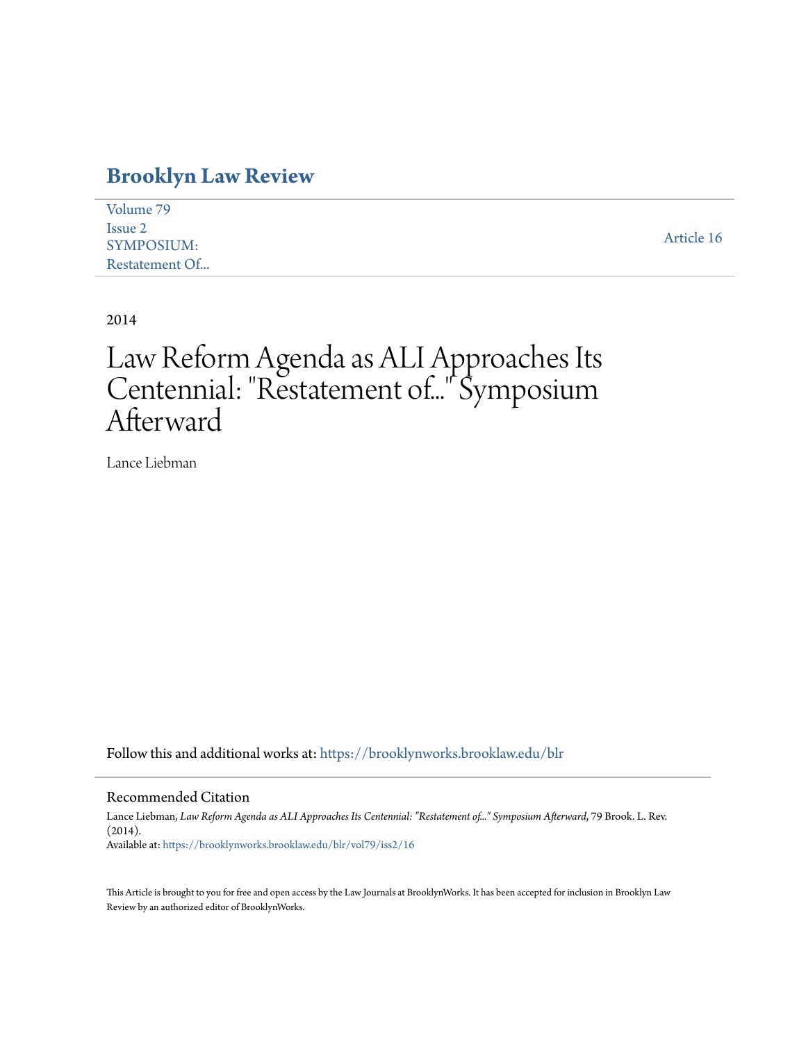# Brooklyn Law Review

Volume 79
Issue 2
SYMPOSIUM:
Restatement Of...

Article 16

2014

# Law Reform Agenda as ALI Approaches Its Centennial: "Restatement of..." Symposium Afterward

Lance Liebman

Follow this and additional works at: https://brooklynworks.brooklaw.edu/blr

## Recommended Citation

Lance Liebman, *Law Reform Agenda as ALI Approaches Its Centennial: "Restatement of..." Symposium Afterward*, 79 Brook. L. Rev. (2014).
Available at: https://brooklynworks.brooklaw.edu/blr/vol79/iss2/16

This Article is brought to you for free and open access by the Law Journals at BrooklynWorks. It has been accepted for inclusion in Brooklyn Law Review by an authorized editor of BrooklynWorks.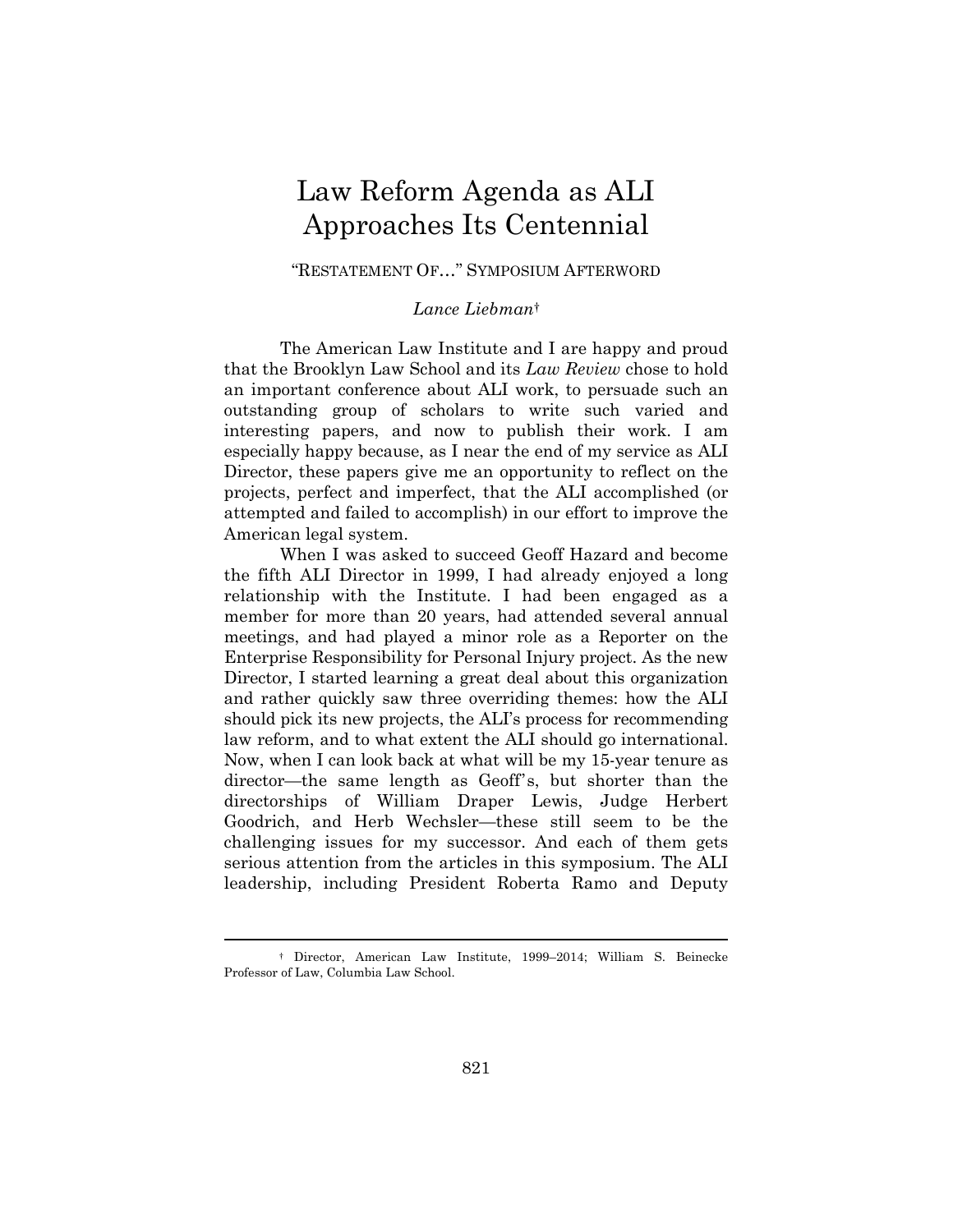# Law Reform Agenda as ALI Approaches Its Centennial

"RESTATEMENT OF…" SYMPOSIUM AFTERWORD

*Lance Liebman*†

The American Law Institute and I are happy and proud that the Brooklyn Law School and its *Law Review* chose to hold an important conference about ALI work, to persuade such an outstanding group of scholars to write such varied and interesting papers, and now to publish their work. I am especially happy because, as I near the end of my service as ALI Director, these papers give me an opportunity to reflect on the projects, perfect and imperfect, that the ALI accomplished (or attempted and failed to accomplish) in our effort to improve the American legal system.

When I was asked to succeed Geoff Hazard and become the fifth ALI Director in 1999, I had already enjoyed a long relationship with the Institute. I had been engaged as a member for more than 20 years, had attended several annual meetings, and had played a minor role as a Reporter on the Enterprise Responsibility for Personal Injury project. As the new Director, I started learning a great deal about this organization and rather quickly saw three overriding themes: how the ALI should pick its new projects, the ALI's process for recommending law reform, and to what extent the ALI should go international. Now, when I can look back at what will be my 15-year tenure as director—the same length as Geoff's, but shorter than the directorships of William Draper Lewis, Judge Herbert Goodrich, and Herb Wechsler—these still seem to be the challenging issues for my successor. And each of them gets serious attention from the articles in this symposium. The ALI leadership, including President Roberta Ramo and Deputy

---

† Director, American Law Institute, 1999–2014; William S. Beinecke Professor of Law, Columbia Law School.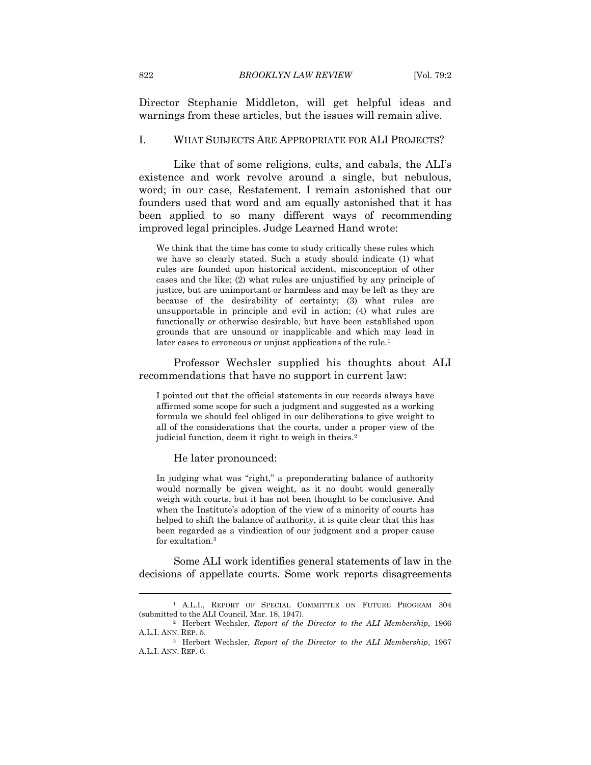Director Stephanie Middleton, will get helpful ideas and warnings from these articles, but the issues will remain alive.

## I. WHAT SUBJECTS ARE APPROPRIATE FOR ALI PROJECTS?

Like that of some religions, cults, and cabals, the ALI's existence and work revolve around a single, but nebulous, word; in our case, Restatement. I remain astonished that our founders used that word and am equally astonished that it has been applied to so many different ways of recommending improved legal principles. Judge Learned Hand wrote:

> We think that the time has come to study critically these rules which we have so clearly stated. Such a study should indicate (1) what rules are founded upon historical accident, misconception of other cases and the like; (2) what rules are unjustified by any principle of justice, but are unimportant or harmless and may be left as they are because of the desirability of certainty; (3) what rules are unsupportable in principle and evil in action; (4) what rules are functionally or otherwise desirable, but have been established upon grounds that are unsound or inapplicable and which may lead in later cases to erroneous or unjust applications of the rule.[1]

Professor Wechsler supplied his thoughts about ALI recommendations that have no support in current law:

> I pointed out that the official statements in our records always have affirmed some scope for such a judgment and suggested as a working formula we should feel obliged in our deliberations to give weight to all of the considerations that the courts, under a proper view of the judicial function, deem it right to weigh in theirs.[2]

He later pronounced:

> In judging what was "right," a preponderating balance of authority would normally be given weight, as it no doubt would generally weigh with courts, but it has not been thought to be conclusive. And when the Institute's adoption of the view of a minority of courts has helped to shift the balance of authority, it is quite clear that this has been regarded as a vindication of our judgment and a proper cause for exultation.[3]

Some ALI work identifies general statements of law in the decisions of appellate courts. Some work reports disagreements

---

[1] A.L.I., REPORT OF SPECIAL COMMITTEE ON FUTURE PROGRAM 304 (submitted to the ALI Council, Mar. 18, 1947).

[2] Herbert Wechsler, *Report of the Director to the ALI Membership*, 1966 A.L.I. ANN. REP. 5.

[3] Herbert Wechsler, *Report of the Director to the ALI Membership*, 1967 A.L.I. ANN. REP. 6.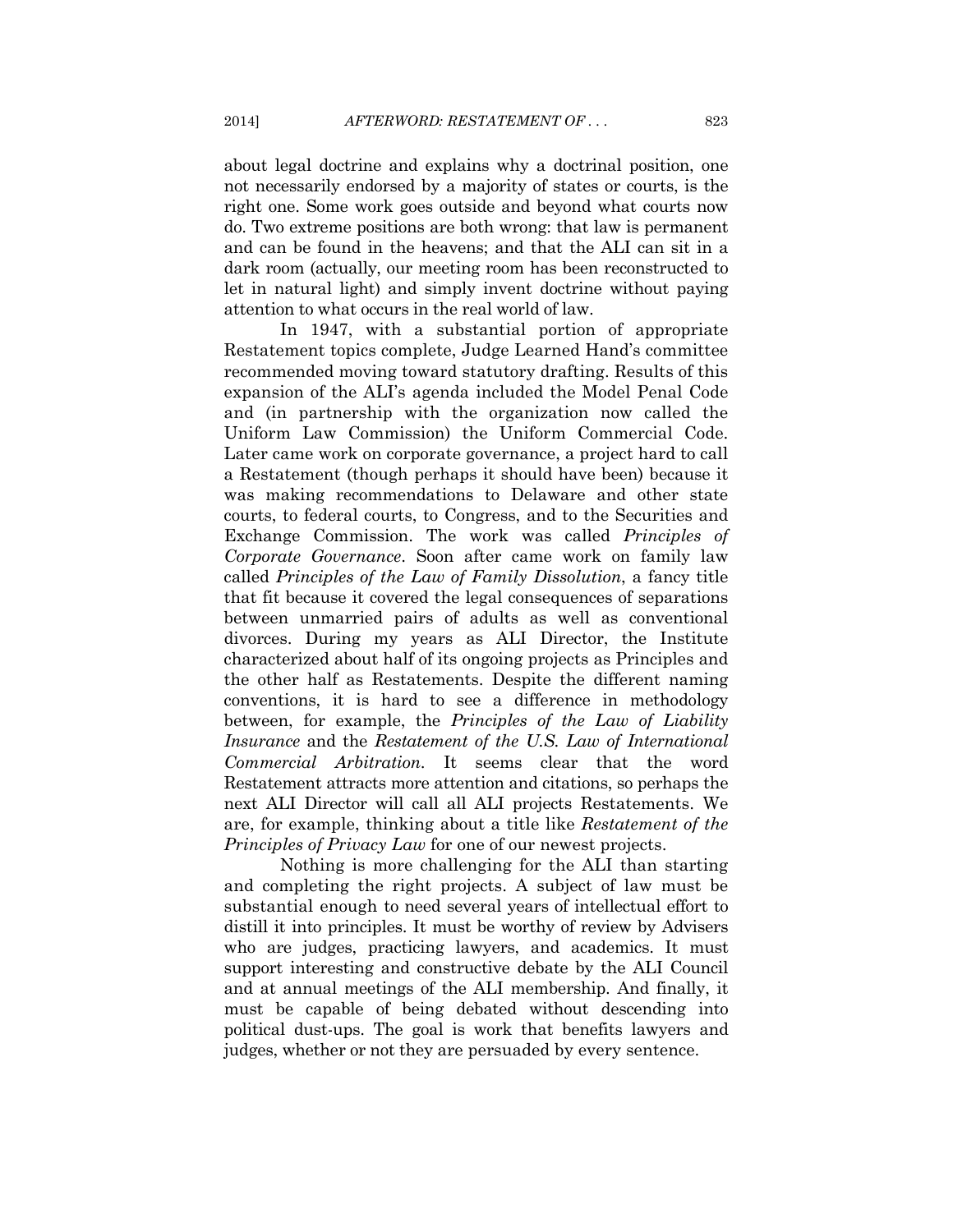about legal doctrine and explains why a doctrinal position, one not necessarily endorsed by a majority of states or courts, is the right one. Some work goes outside and beyond what courts now do. Two extreme positions are both wrong: that law is permanent and can be found in the heavens; and that the ALI can sit in a dark room (actually, our meeting room has been reconstructed to let in natural light) and simply invent doctrine without paying attention to what occurs in the real world of law.

In 1947, with a substantial portion of appropriate Restatement topics complete, Judge Learned Hand's committee recommended moving toward statutory drafting. Results of this expansion of the ALI's agenda included the Model Penal Code and (in partnership with the organization now called the Uniform Law Commission) the Uniform Commercial Code. Later came work on corporate governance, a project hard to call a Restatement (though perhaps it should have been) because it was making recommendations to Delaware and other state courts, to federal courts, to Congress, and to the Securities and Exchange Commission. The work was called *Principles of Corporate Governance*. Soon after came work on family law called *Principles of the Law of Family Dissolution*, a fancy title that fit because it covered the legal consequences of separations between unmarried pairs of adults as well as conventional divorces. During my years as ALI Director, the Institute characterized about half of its ongoing projects as Principles and the other half as Restatements. Despite the different naming conventions, it is hard to see a difference in methodology between, for example, the *Principles of the Law of Liability Insurance* and the *Restatement of the U.S. Law of International Commercial Arbitration*. It seems clear that the word Restatement attracts more attention and citations, so perhaps the next ALI Director will call all ALI projects Restatements. We are, for example, thinking about a title like *Restatement of the Principles of Privacy Law* for one of our newest projects.

Nothing is more challenging for the ALI than starting and completing the right projects. A subject of law must be substantial enough to need several years of intellectual effort to distill it into principles. It must be worthy of review by Advisers who are judges, practicing lawyers, and academics. It must support interesting and constructive debate by the ALI Council and at annual meetings of the ALI membership. And finally, it must be capable of being debated without descending into political dust-ups. The goal is work that benefits lawyers and judges, whether or not they are persuaded by every sentence.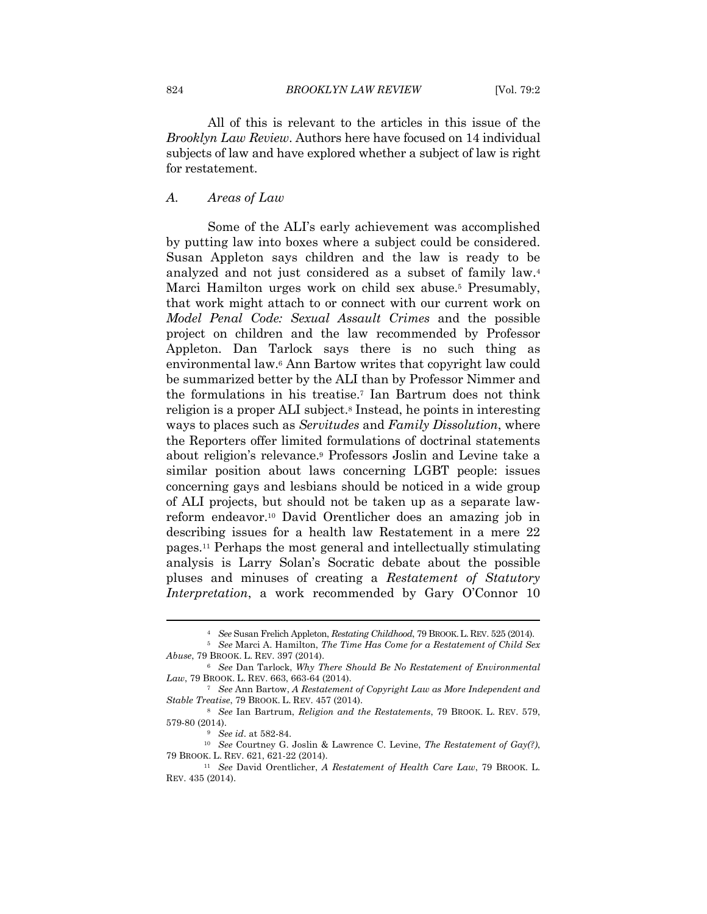All of this is relevant to the articles in this issue of the *Brooklyn Law Review*. Authors here have focused on 14 individual subjects of law and have explored whether a subject of law is right for restatement.

### *A. Areas of Law*

Some of the ALI's early achievement was accomplished by putting law into boxes where a subject could be considered. Susan Appleton says children and the law is ready to be analyzed and not just considered as a subset of family law.[4] Marci Hamilton urges work on child sex abuse.[5] Presumably, that work might attach to or connect with our current work on *Model Penal Code: Sexual Assault Crimes* and the possible project on children and the law recommended by Professor Appleton. Dan Tarlock says there is no such thing as environmental law.[6] Ann Bartow writes that copyright law could be summarized better by the ALI than by Professor Nimmer and the formulations in his treatise.[7] Ian Bartrum does not think religion is a proper ALI subject.[8] Instead, he points in interesting ways to places such as *Servitudes* and *Family Dissolution*, where the Reporters offer limited formulations of doctrinal statements about religion's relevance.[9] Professors Joslin and Levine take a similar position about laws concerning LGBT people: issues concerning gays and lesbians should be noticed in a wide group of ALI projects, but should not be taken up as a separate law-reform endeavor.[10] David Orentlicher does an amazing job in describing issues for a health law Restatement in a mere 22 pages.[11] Perhaps the most general and intellectually stimulating analysis is Larry Solan's Socratic debate about the possible pluses and minuses of creating a *Restatement of Statutory Interpretation*, a work recommended by Gary O'Connor 10

---

[4] *See* Susan Frelich Appleton, *Restating Childhood*, 79 BROOK. L. REV. 525 (2014).

[5] *See* Marci A. Hamilton, *The Time Has Come for a Restatement of Child Sex Abuse*, 79 BROOK. L. REV. 397 (2014).

[6] *See* Dan Tarlock, *Why There Should Be No Restatement of Environmental Law*, 79 BROOK. L. REV. 663, 663-64 (2014).

[7] *See* Ann Bartow, *A Restatement of Copyright Law as More Independent and Stable Treatise*, 79 BROOK. L. REV. 457 (2014).

[8] *See* Ian Bartrum, *Religion and the Restatements*, 79 BROOK. L. REV. 579, 579-80 (2014).

[9] *See id.* at 582-84.

[10] *See* Courtney G. Joslin & Lawrence C. Levine, *The Restatement of Gay(?)*, 79 BROOK. L. REV. 621, 621-22 (2014).

[11] *See* David Orentlicher, *A Restatement of Health Care Law*, 79 BROOK. L. REV. 435 (2014).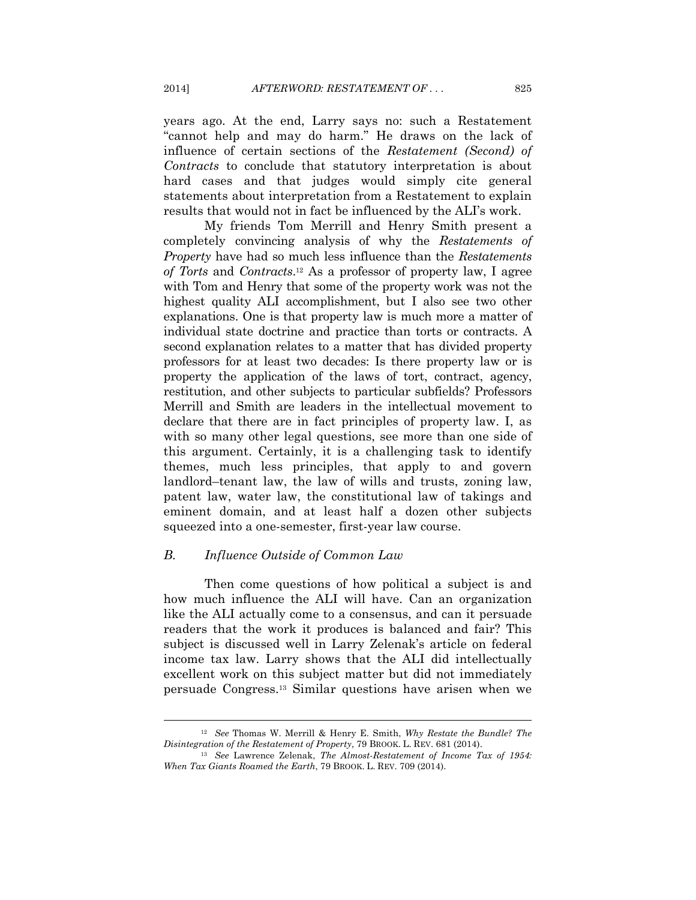years ago. At the end, Larry says no: such a Restatement "cannot help and may do harm." He draws on the lack of influence of certain sections of the *Restatement (Second) of Contracts* to conclude that statutory interpretation is about hard cases and that judges would simply cite general statements about interpretation from a Restatement to explain results that would not in fact be influenced by the ALI's work.

My friends Tom Merrill and Henry Smith present a completely convincing analysis of why the *Restatements of Property* have had so much less influence than the *Restatements of Torts* and *Contracts*.[12] As a professor of property law, I agree with Tom and Henry that some of the property work was not the highest quality ALI accomplishment, but I also see two other explanations. One is that property law is much more a matter of individual state doctrine and practice than torts or contracts. A second explanation relates to a matter that has divided property professors for at least two decades: Is there property law or is property the application of the laws of tort, contract, agency, restitution, and other subjects to particular subfields? Professors Merrill and Smith are leaders in the intellectual movement to declare that there are in fact principles of property law. I, as with so many other legal questions, see more than one side of this argument. Certainly, it is a challenging task to identify themes, much less principles, that apply to and govern landlord–tenant law, the law of wills and trusts, zoning law, patent law, water law, the constitutional law of takings and eminent domain, and at least half a dozen other subjects squeezed into a one-semester, first-year law course.

### *B. Influence Outside of Common Law*

Then come questions of how political a subject is and how much influence the ALI will have. Can an organization like the ALI actually come to a consensus, and can it persuade readers that the work it produces is balanced and fair? This subject is discussed well in Larry Zelenak's article on federal income tax law. Larry shows that the ALI did intellectually excellent work on this subject matter but did not immediately persuade Congress.[13] Similar questions have arisen when we

---

[12] *See* Thomas W. Merrill & Henry E. Smith, *Why Restate the Bundle? The Disintegration of the Restatement of Property*, 79 BROOK. L. REV. 681 (2014).

[13] *See* Lawrence Zelenak, *The Almost-Restatement of Income Tax of 1954: When Tax Giants Roamed the Earth*, 79 BROOK. L. REV. 709 (2014).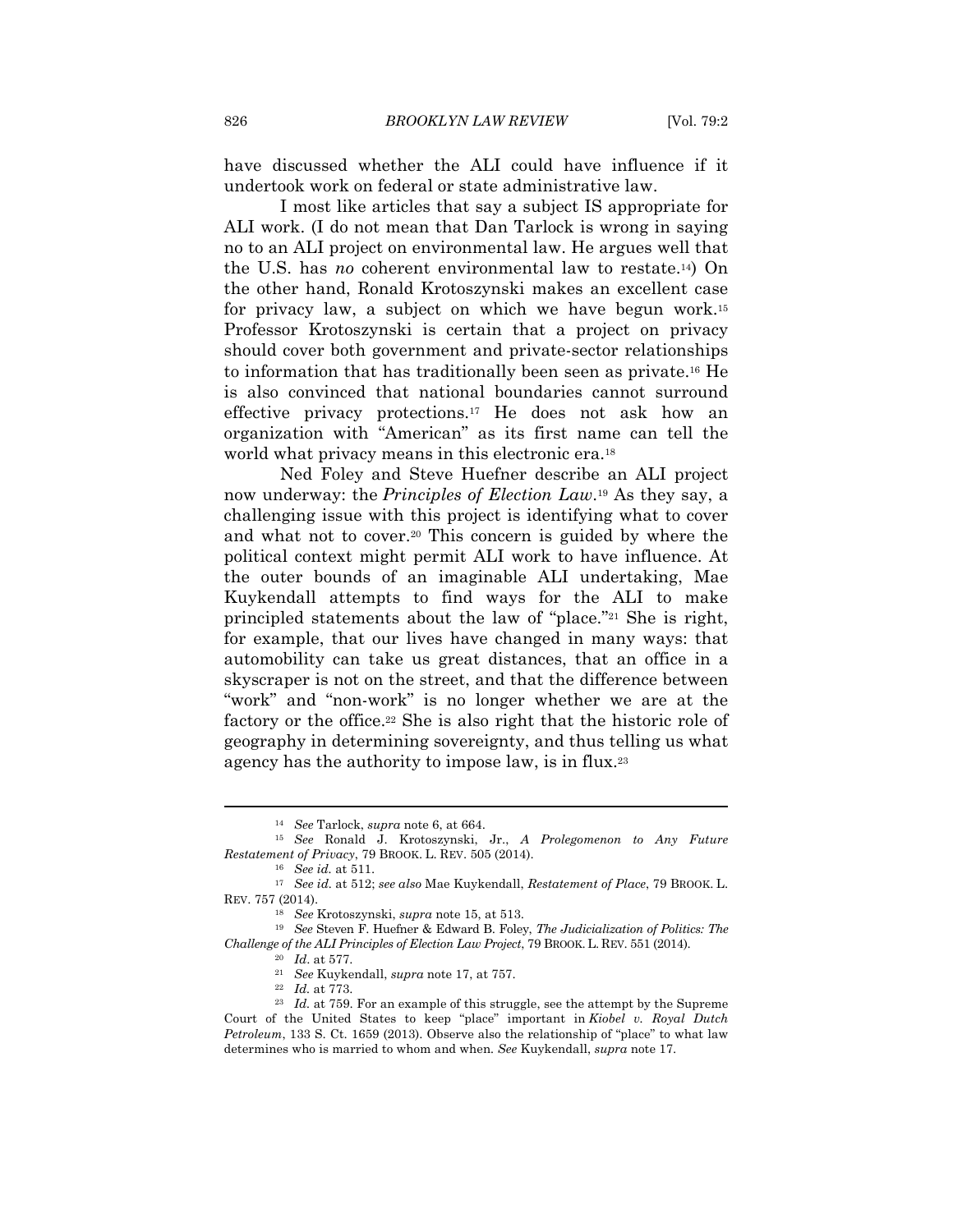have discussed whether the ALI could have influence if it undertook work on federal or state administrative law.

I most like articles that say a subject IS appropriate for ALI work. (I do not mean that Dan Tarlock is wrong in saying no to an ALI project on environmental law. He argues well that the U.S. has *no* coherent environmental law to restate.[14]) On the other hand, Ronald Krotoszynski makes an excellent case for privacy law, a subject on which we have begun work.[15] Professor Krotoszynski is certain that a project on privacy should cover both government and private-sector relationships to information that has traditionally been seen as private.[16] He is also convinced that national boundaries cannot surround effective privacy protections.[17] He does not ask how an organization with "American" as its first name can tell the world what privacy means in this electronic era.[18]

Ned Foley and Steve Huefner describe an ALI project now underway: the *Principles of Election Law*.[19] As they say, a challenging issue with this project is identifying what to cover and what not to cover.[20] This concern is guided by where the political context might permit ALI work to have influence. At the outer bounds of an imaginable ALI undertaking, Mae Kuykendall attempts to find ways for the ALI to make principled statements about the law of "place."[21] She is right, for example, that our lives have changed in many ways: that automobility can take us great distances, that an office in a skyscraper is not on the street, and that the difference between "work" and "non-work" is no longer whether we are at the factory or the office.[22] She is also right that the historic role of geography in determining sovereignty, and thus telling us what agency has the authority to impose law, is in flux.[23]

---

[14] *See* Tarlock, *supra* note 6, at 664.

[15] *See* Ronald J. Krotoszynski, Jr., *A Prolegomenon to Any Future Restatement of Privacy*, 79 BROOK. L. REV. 505 (2014).

[16] *See id.* at 511.

[17] *See id.* at 512; *see also* Mae Kuykendall, *Restatement of Place*, 79 BROOK. L. REV. 757 (2014).

[18] *See* Krotoszynski, *supra* note 15, at 513.

[19] *See* Steven F. Huefner & Edward B. Foley, *The Judicialization of Politics: The Challenge of the ALI Principles of Election Law Project*, 79 BROOK. L. REV. 551 (2014).

[20] *Id*. at 577.

[21] *See* Kuykendall, *supra* note 17, at 757.

[22] *Id.* at 773.

[23] *Id.* at 759. For an example of this struggle, see the attempt by the Supreme Court of the United States to keep "place" important in *Kiobel v. Royal Dutch Petroleum*, 133 S. Ct. 1659 (2013). Observe also the relationship of "place" to what law determines who is married to whom and when. *See* Kuykendall, *supra* note 17.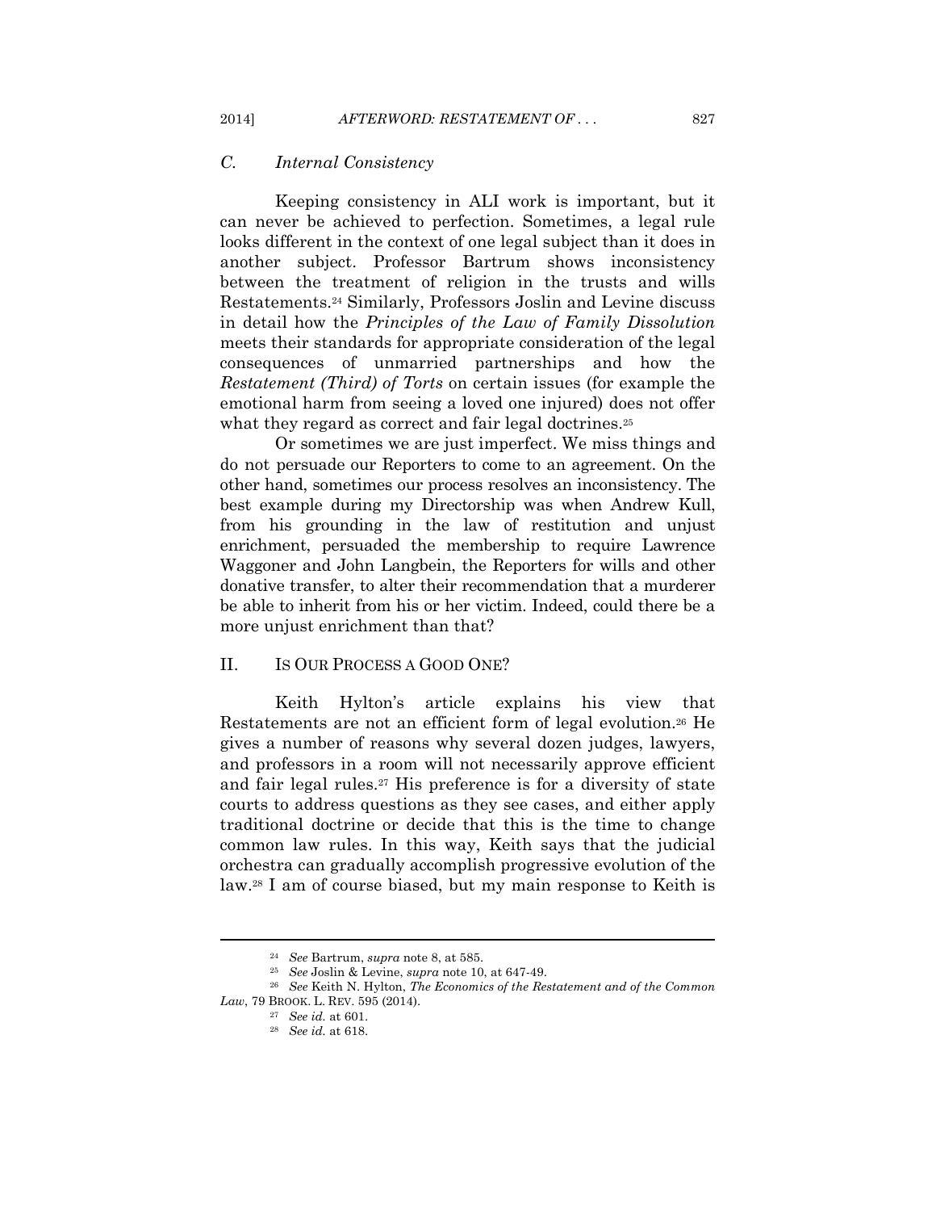### C. *Internal Consistency*

Keeping consistency in ALI work is important, but it can never be achieved to perfection. Sometimes, a legal rule looks different in the context of one legal subject than it does in another subject. Professor Bartrum shows inconsistency between the treatment of religion in the trusts and wills Restatements.[24] Similarly, Professors Joslin and Levine discuss in detail how the *Principles of the Law of Family Dissolution* meets their standards for appropriate consideration of the legal consequences of unmarried partnerships and how the *Restatement (Third) of Torts* on certain issues (for example the emotional harm from seeing a loved one injured) does not offer what they regard as correct and fair legal doctrines.[25]

Or sometimes we are just imperfect. We miss things and do not persuade our Reporters to come to an agreement. On the other hand, sometimes our process resolves an inconsistency. The best example during my Directorship was when Andrew Kull, from his grounding in the law of restitution and unjust enrichment, persuaded the membership to require Lawrence Waggoner and John Langbein, the Reporters for wills and other donative transfer, to alter their recommendation that a murderer be able to inherit from his or her victim. Indeed, could there be a more unjust enrichment than that?

## II. IS OUR PROCESS A GOOD ONE?

Keith Hylton's article explains his view that Restatements are not an efficient form of legal evolution.[26] He gives a number of reasons why several dozen judges, lawyers, and professors in a room will not necessarily approve efficient and fair legal rules.[27] His preference is for a diversity of state courts to address questions as they see cases, and either apply traditional doctrine or decide that this is the time to change common law rules. In this way, Keith says that the judicial orchestra can gradually accomplish progressive evolution of the law.[28] I am of course biased, but my main response to Keith is

---

[24] *See* Bartrum, *supra* note 8, at 585.

[25] *See* Joslin & Levine, *supra* note 10, at 647-49.

[26] *See* Keith N. Hylton, *The Economics of the Restatement and of the Common Law*, 79 BROOK. L. REV. 595 (2014).

[27] *See id.* at 601.

[28] *See id.* at 618.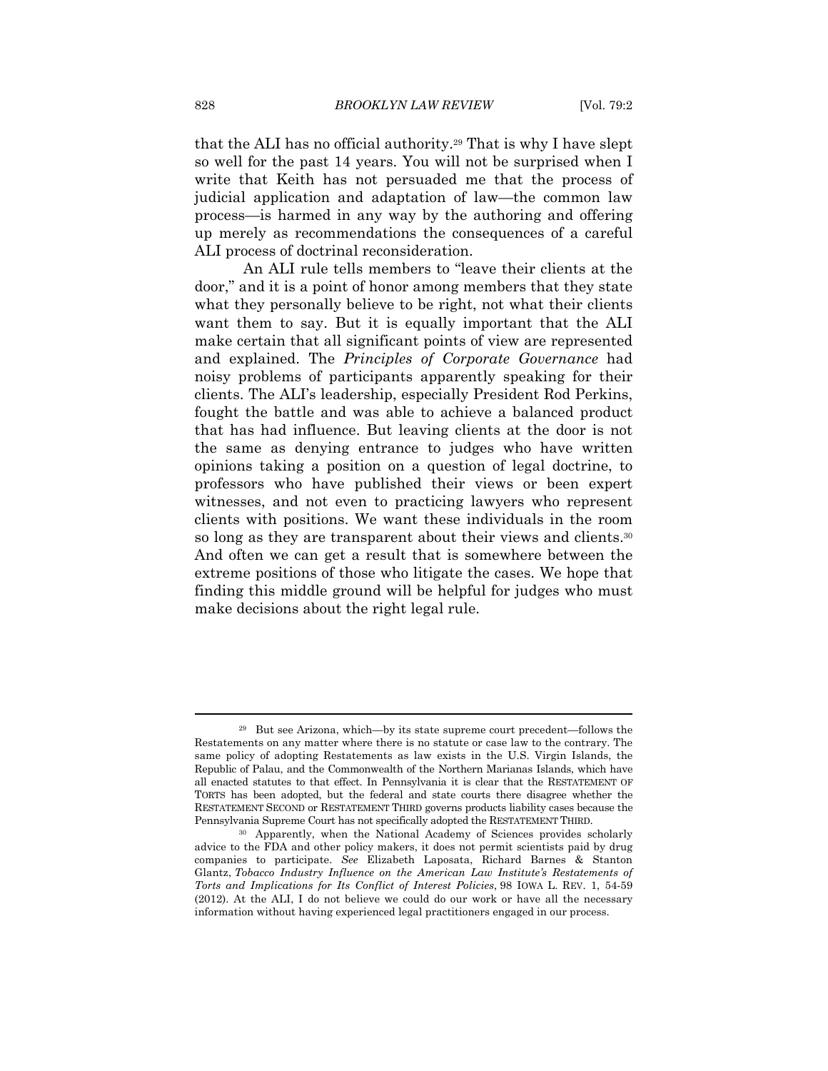that the ALI has no official authority.[29] That is why I have slept so well for the past 14 years. You will not be surprised when I write that Keith has not persuaded me that the process of judicial application and adaptation of law—the common law process—is harmed in any way by the authoring and offering up merely as recommendations the consequences of a careful ALI process of doctrinal reconsideration.

An ALI rule tells members to "leave their clients at the door," and it is a point of honor among members that they state what they personally believe to be right, not what their clients want them to say. But it is equally important that the ALI make certain that all significant points of view are represented and explained. The *Principles of Corporate Governance* had noisy problems of participants apparently speaking for their clients. The ALI's leadership, especially President Rod Perkins, fought the battle and was able to achieve a balanced product that has had influence. But leaving clients at the door is not the same as denying entrance to judges who have written opinions taking a position on a question of legal doctrine, to professors who have published their views or been expert witnesses, and not even to practicing lawyers who represent clients with positions. We want these individuals in the room so long as they are transparent about their views and clients.[30] And often we can get a result that is somewhere between the extreme positions of those who litigate the cases. We hope that finding this middle ground will be helpful for judges who must make decisions about the right legal rule.

---

[29] But see Arizona, which—by its state supreme court precedent—follows the Restatements on any matter where there is no statute or case law to the contrary. The same policy of adopting Restatements as law exists in the U.S. Virgin Islands, the Republic of Palau, and the Commonwealth of the Northern Marianas Islands, which have all enacted statutes to that effect. In Pennsylvania it is clear that the RESTATEMENT OF TORTS has been adopted, but the federal and state courts there disagree whether the RESTATEMENT SECOND or RESTATEMENT THIRD governs products liability cases because the Pennsylvania Supreme Court has not specifically adopted the RESTATEMENT THIRD.

[30] Apparently, when the National Academy of Sciences provides scholarly advice to the FDA and other policy makers, it does not permit scientists paid by drug companies to participate. *See* Elizabeth Laposata, Richard Barnes & Stanton Glantz, *Tobacco Industry Influence on the American Law Institute's Restatements of Torts and Implications for Its Conflict of Interest Policies*, 98 IOWA L. REV. 1, 54-59 (2012). At the ALI, I do not believe we could do our work or have all the necessary information without having experienced legal practitioners engaged in our process.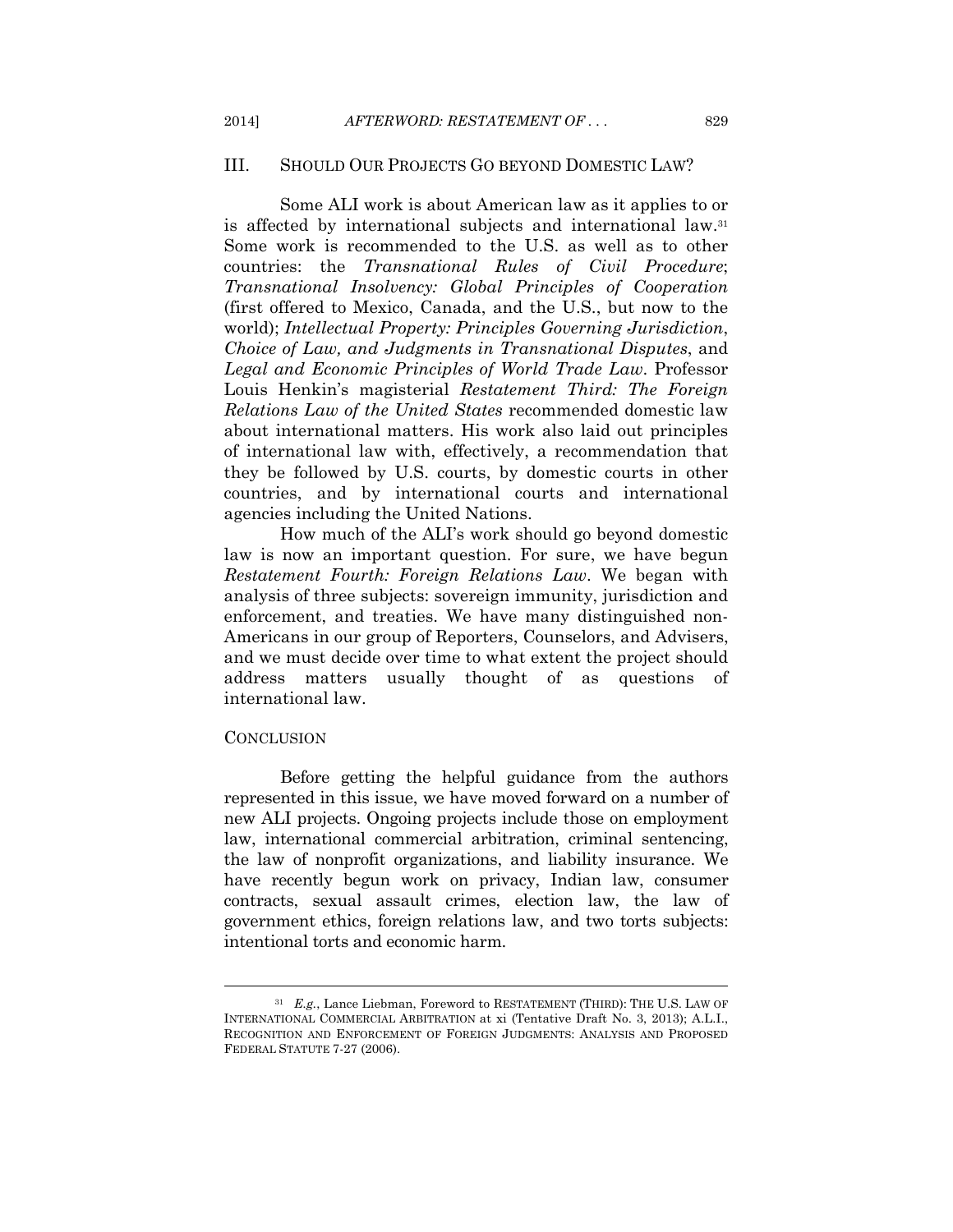## III. SHOULD OUR PROJECTS GO BEYOND DOMESTIC LAW?

Some ALI work is about American law as it applies to or is affected by international subjects and international law.[31] Some work is recommended to the U.S. as well as to other countries: the *Transnational Rules of Civil Procedure*; *Transnational Insolvency: Global Principles of Cooperation* (first offered to Mexico, Canada, and the U.S., but now to the world); *Intellectual Property: Principles Governing Jurisdiction, Choice of Law, and Judgments in Transnational Disputes*, and *Legal and Economic Principles of World Trade Law*. Professor Louis Henkin's magisterial *Restatement Third: The Foreign Relations Law of the United States* recommended domestic law about international matters. His work also laid out principles of international law with, effectively, a recommendation that they be followed by U.S. courts, by domestic courts in other countries, and by international courts and international agencies including the United Nations.

How much of the ALI's work should go beyond domestic law is now an important question. For sure, we have begun *Restatement Fourth: Foreign Relations Law*. We began with analysis of three subjects: sovereign immunity, jurisdiction and enforcement, and treaties. We have many distinguished non-Americans in our group of Reporters, Counselors, and Advisers, and we must decide over time to what extent the project should address matters usually thought of as questions of international law.

## CONCLUSION

Before getting the helpful guidance from the authors represented in this issue, we have moved forward on a number of new ALI projects. Ongoing projects include those on employment law, international commercial arbitration, criminal sentencing, the law of nonprofit organizations, and liability insurance. We have recently begun work on privacy, Indian law, consumer contracts, sexual assault crimes, election law, the law of government ethics, foreign relations law, and two torts subjects: intentional torts and economic harm.

---

[31] *E.g.*, Lance Liebman, Foreword to RESTATEMENT (THIRD): THE U.S. LAW OF INTERNATIONAL COMMERCIAL ARBITRATION at xi (Tentative Draft No. 3, 2013); A.L.I., RECOGNITION AND ENFORCEMENT OF FOREIGN JUDGMENTS: ANALYSIS AND PROPOSED FEDERAL STATUTE 7-27 (2006).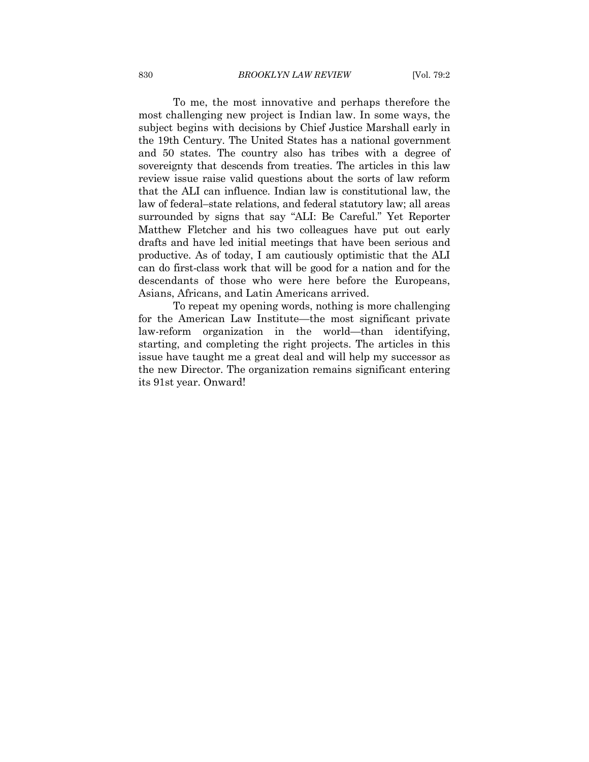To me, the most innovative and perhaps therefore the most challenging new project is Indian law. In some ways, the subject begins with decisions by Chief Justice Marshall early in the 19th Century. The United States has a national government and 50 states. The country also has tribes with a degree of sovereignty that descends from treaties. The articles in this law review issue raise valid questions about the sorts of law reform that the ALI can influence. Indian law is constitutional law, the law of federal–state relations, and federal statutory law; all areas surrounded by signs that say "ALI: Be Careful." Yet Reporter Matthew Fletcher and his two colleagues have put out early drafts and have led initial meetings that have been serious and productive. As of today, I am cautiously optimistic that the ALI can do first-class work that will be good for a nation and for the descendants of those who were here before the Europeans, Asians, Africans, and Latin Americans arrived.

To repeat my opening words, nothing is more challenging for the American Law Institute—the most significant private law-reform organization in the world—than identifying, starting, and completing the right projects. The articles in this issue have taught me a great deal and will help my successor as the new Director. The organization remains significant entering its 91st year. Onward!